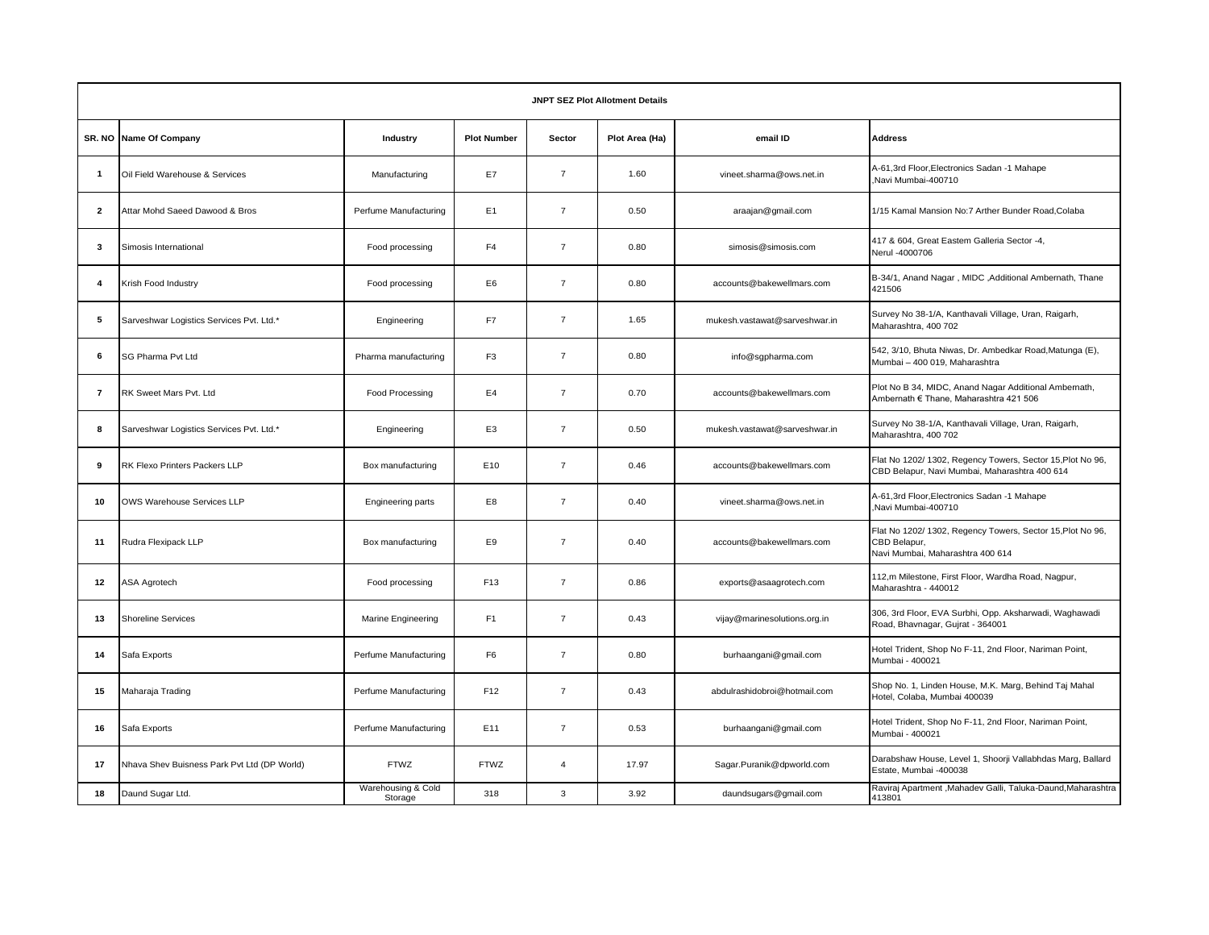| JNPT SEZ Plot Allotment Details | | | | | | | |
|---|---|---|---|---|---|---|---|
| SR. NO | Name Of Company | Industry | Plot Number | Sector | Plot Area (Ha) | email ID | Address |
| 1 | Oil Field Warehouse & Services | Manufacturing | E7 | 7 | 1.60 | vineet.sharma@ows.net.in | A-61,3rd Floor,Electronics Sadan -1 Mahape ,Navi Mumbai-400710 |
| 2 | Attar Mohd Saeed Dawood & Bros | Perfume Manufacturing | E1 | 7 | 0.50 | araajan@gmail.com | 1/15 Kamal Mansion No:7 Arther Bunder Road,Colaba |
| 3 | Simosis International | Food processing | F4 | 7 | 0.80 | simosis@simosis.com | 417 & 604, Great Eastem Galleria Sector -4, Nerul -4000706 |
| 4 | Krish Food Industry | Food processing | E6 | 7 | 0.80 | accounts@bakewellmars.com | B-34/1, Anand Nagar , MIDC ,Additional Ambernath, Thane 421506 |
| 5 | Sarveshwar Logistics Services Pvt. Ltd.* | Engineering | F7 | 7 | 1.65 | mukesh.vastawat@sarveshwar.in | Survey No 38-1/A, Kanthavali Village, Uran, Raigarh, Maharashtra, 400 702 |
| 6 | SG Pharma Pvt Ltd | Pharma manufacturing | F3 | 7 | 0.80 | info@sgpharma.com | 542, 3/10, Bhuta Niwas, Dr. Ambedkar Road,Matunga (E), Mumbai – 400 019, Maharashtra |
| 7 | RK Sweet Mars Pvt. Ltd | Food Processing | E4 | 7 | 0.70 | accounts@bakewellmars.com | Plot No B 34, MIDC, Anand Nagar Additional Ambernath, Ambernath € Thane, Maharashtra 421 506 |
| 8 | Sarveshwar Logistics Services Pvt. Ltd.* | Engineering | E3 | 7 | 0.50 | mukesh.vastawat@sarveshwar.in | Survey No 38-1/A, Kanthavali Village, Uran, Raigarh, Maharashtra, 400 702 |
| 9 | RK Flexo Printers Packers LLP | Box manufacturing | E10 | 7 | 0.46 | accounts@bakewellmars.com | Flat No 1202/ 1302, Regency Towers, Sector 15,Plot No 96, CBD Belapur, Navi Mumbai, Maharashtra 400 614 |
| 10 | OWS Warehouse Services LLP | Engineering parts | E8 | 7 | 0.40 | vineet.sharma@ows.net.in | A-61,3rd Floor,Electronics Sadan -1 Mahape ,Navi Mumbai-400710 |
| 11 | Rudra Flexipack LLP | Box manufacturing | E9 | 7 | 0.40 | accounts@bakewellmars.com | Flat No 1202/ 1302, Regency Towers, Sector 15,Plot No 96, CBD Belapur, Navi Mumbai, Maharashtra 400 614 |
| 12 | ASA Agrotech | Food processing | F13 | 7 | 0.86 | exports@asaagrotech.com | 112,m Milestone, First Floor, Wardha Road, Nagpur, Maharashtra - 440012 |
| 13 | Shoreline Services | Marine Engineering | F1 | 7 | 0.43 | vijay@marinesolutions.org.in | 306, 3rd Floor, EVA Surbhi, Opp. Aksharwadi, Waghawadi Road, Bhavnagar, Gujrat - 364001 |
| 14 | Safa Exports | Perfume Manufacturing | F6 | 7 | 0.80 | burhaangani@gmail.com | Hotel Trident, Shop No F-11, 2nd Floor, Nariman Point, Mumbai - 400021 |
| 15 | Maharaja Trading | Perfume Manufacturing | F12 | 7 | 0.43 | abdulrashidobroi@hotmail.com | Shop No. 1, Linden House, M.K. Marg, Behind Taj Mahal Hotel, Colaba, Mumbai 400039 |
| 16 | Safa Exports | Perfume Manufacturing | E11 | 7 | 0.53 | burhaangani@gmail.com | Hotel Trident, Shop No F-11, 2nd Floor, Nariman Point, Mumbai - 400021 |
| 17 | Nhava Shev Buisness Park Pvt Ltd (DP World) | FTWZ | FTWZ | 4 | 17.97 | Sagar.Puranik@dpworld.com | Darabshaw House, Level 1, Shoorji Vallabhdas Marg, Ballard Estate, Mumbai -400038 |
| 18 | Daund Sugar Ltd. | Warehousing & Cold Storage | 318 | 3 | 3.92 | daundsugars@gmail.com | Raviraj Apartment ,Mahadev Galli, Taluka-Daund,Maharashtra 413801 |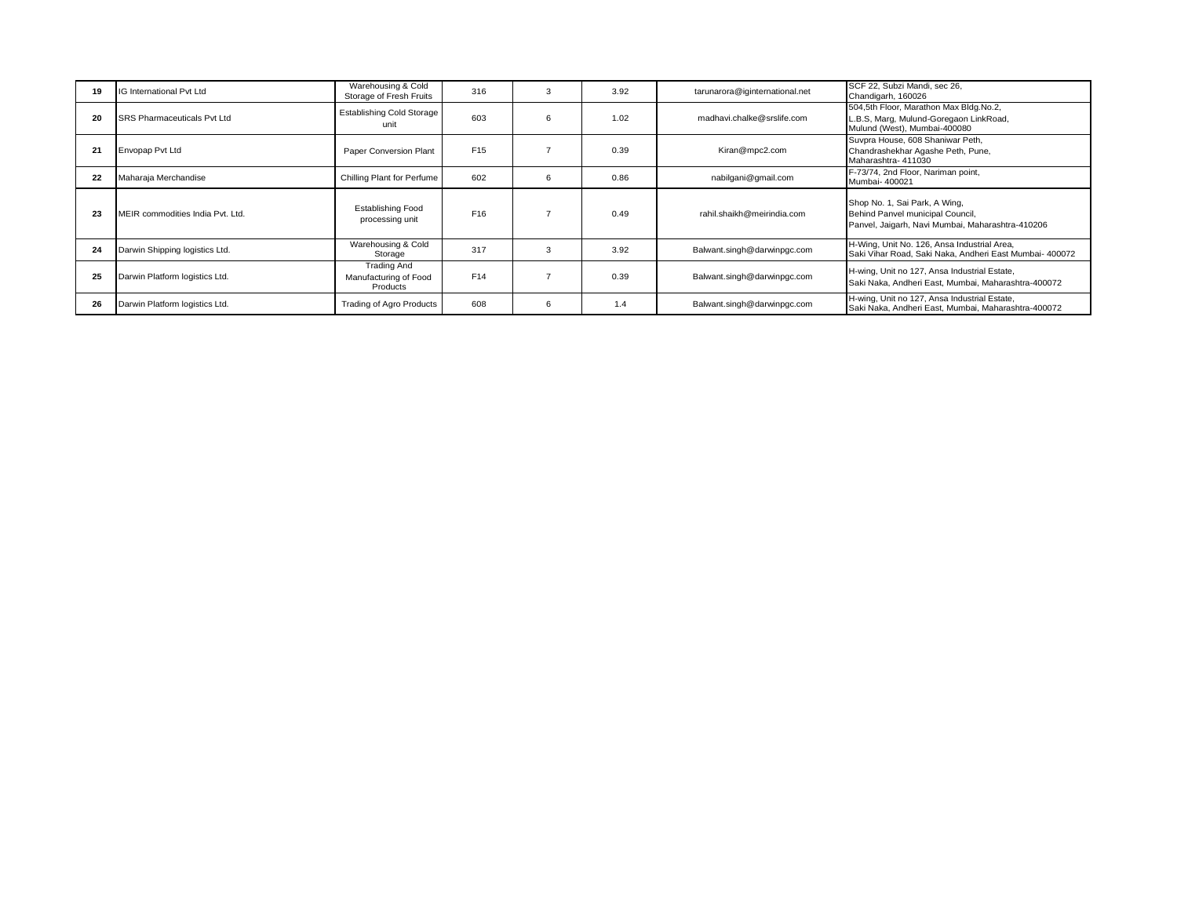| | | | | | | | |
|---|---|---|---|---|---|---|---|
| 19 | IG International Pvt Ltd | Warehousing & Cold Storage of Fresh Fruits | 316 | 3 | 3.92 | tarunarora@iginternational.net | SCF 22, Subzi Mandi, sec 26, Chandigarh, 160026 |
| 20 | SRS Pharmaceuticals Pvt Ltd | Establishing Cold Storage unit | 603 | 6 | 1.02 | madhavi.chalke@srslife.com | 504,5th Floor, Marathon Max Bldg.No.2, L.B.S, Marg, Mulund-Goregaon LinkRoad, Mulund (West), Mumbai-400080 |
| 21 | Envopap Pvt Ltd | Paper Conversion Plant | F15 | 7 | 0.39 | Kiran@mpc2.com | Suvpra House, 608 Shaniwar Peth, Chandrashekhar Agashe Peth, Pune, Maharashtra- 411030 |
| 22 | Maharaja Merchandise | Chilling Plant for Perfume | 602 | 6 | 0.86 | nabilgani@gmail.com | F-73/74, 2nd Floor, Nariman point, Mumbai- 400021 |
| 23 | MEIR commodities India Pvt. Ltd. | Establishing Food processing unit | F16 | 7 | 0.49 | rahil.shaikh@meirindia.com | Shop No. 1, Sai Park, A Wing, Behind Panvel municipal Council, Panvel, Jaigarh, Navi Mumbai, Maharashtra-410206 |
| 24 | Darwin Shipping logistics Ltd. | Warehousing & Cold Storage | 317 | 3 | 3.92 | Balwant.singh@darwinpgc.com | H-Wing, Unit No. 126, Ansa Industrial Area, Saki Vihar Road, Saki Naka, Andheri East Mumbai- 400072 |
| 25 | Darwin Platform logistics Ltd. | Trading And Manufacturing of Food Products | F14 | 7 | 0.39 | Balwant.singh@darwinpgc.com | H-wing, Unit no 127, Ansa Industrial Estate, Saki Naka, Andheri East, Mumbai, Maharashtra-400072 |
| 26 | Darwin Platform logistics Ltd. | Trading of Agro Products | 608 | 6 | 1.4 | Balwant.singh@darwinpgc.com | H-wing, Unit no 127, Ansa Industrial Estate, Saki Naka, Andheri East, Mumbai, Maharashtra-400072 |